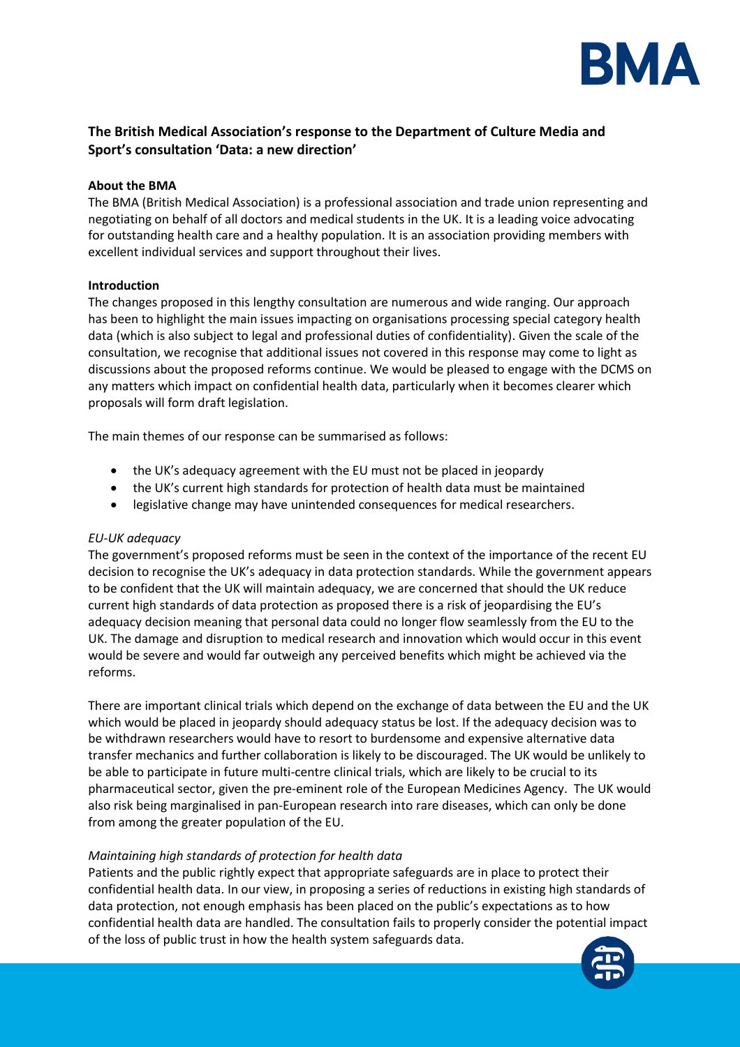# The British Medical Association's response to the Department of Culture Media and Sport's consultation 'Data: a new direction'

**About the BMA**

The BMA (British Medical Association) is a professional association and trade union representing and negotiating on behalf of all doctors and medical students in the UK. It is a leading voice advocating for outstanding health care and a healthy population. It is an association providing members with excellent individual services and support throughout their lives.

**Introduction**

The changes proposed in this lengthy consultation are numerous and wide ranging. Our approach has been to highlight the main issues impacting on organisations processing special category health data (which is also subject to legal and professional duties of confidentiality). Given the scale of the consultation, we recognise that additional issues not covered in this response may come to light as discussions about the proposed reforms continue. We would be pleased to engage with the DCMS on any matters which impact on confidential health data, particularly when it becomes clearer which proposals will form draft legislation.

The main themes of our response can be summarised as follows:

- the UK's adequacy agreement with the EU must not be placed in jeopardy
- the UK's current high standards for protection of health data must be maintained
- legislative change may have unintended consequences for medical researchers.

*EU-UK adequacy*

The government's proposed reforms must be seen in the context of the importance of the recent EU decision to recognise the UK's adequacy in data protection standards. While the government appears to be confident that the UK will maintain adequacy, we are concerned that should the UK reduce current high standards of data protection as proposed there is a risk of jeopardising the EU's adequacy decision meaning that personal data could no longer flow seamlessly from the EU to the UK. The damage and disruption to medical research and innovation which would occur in this event would be severe and would far outweigh any perceived benefits which might be achieved via the reforms.

There are important clinical trials which depend on the exchange of data between the EU and the UK which would be placed in jeopardy should adequacy status be lost. If the adequacy decision was to be withdrawn researchers would have to resort to burdensome and expensive alternative data transfer mechanics and further collaboration is likely to be discouraged. The UK would be unlikely to be able to participate in future multi-centre clinical trials, which are likely to be crucial to its pharmaceutical sector, given the pre-eminent role of the European Medicines Agency. The UK would also risk being marginalised in pan-European research into rare diseases, which can only be done from among the greater population of the EU.

*Maintaining high standards of protection for health data*

Patients and the public rightly expect that appropriate safeguards are in place to protect their confidential health data. In our view, in proposing a series of reductions in existing high standards of data protection, not enough emphasis has been placed on the public's expectations as to how confidential health data are handled. The consultation fails to properly consider the potential impact of the loss of public trust in how the health system safeguards data.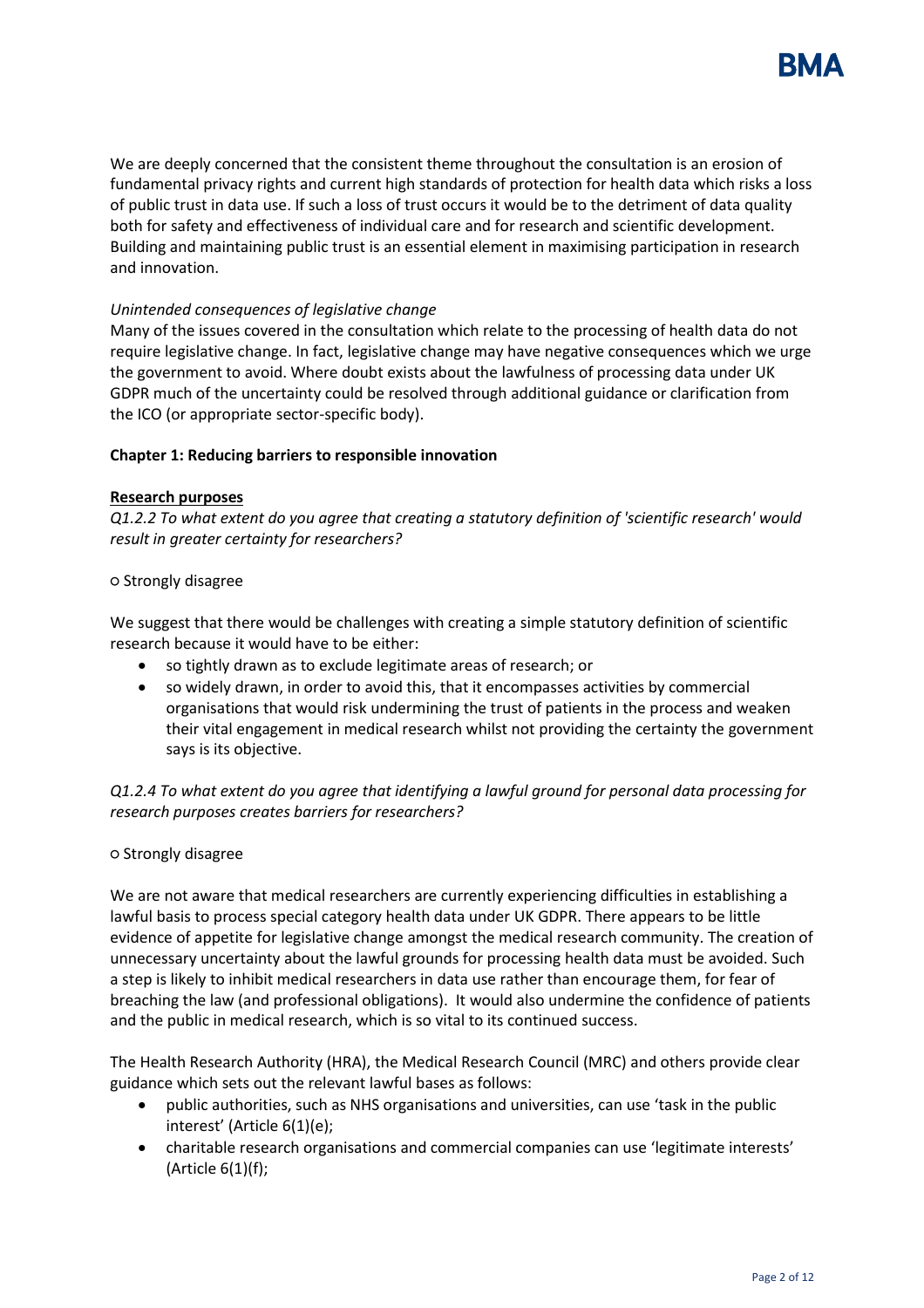We are deeply concerned that the consistent theme throughout the consultation is an erosion of fundamental privacy rights and current high standards of protection for health data which risks a loss of public trust in data use. If such a loss of trust occurs it would be to the detriment of data quality both for safety and effectiveness of individual care and for research and scientific development. Building and maintaining public trust is an essential element in maximising participation in research and innovation.

*Unintended consequences of legislative change*

Many of the issues covered in the consultation which relate to the processing of health data do not require legislative change. In fact, legislative change may have negative consequences which we urge the government to avoid. Where doubt exists about the lawfulness of processing data under UK GDPR much of the uncertainty could be resolved through additional guidance or clarification from the ICO (or appropriate sector-specific body).

**Chapter 1: Reducing barriers to responsible innovation**

**Research purposes**

*Q1.2.2 To what extent do you agree that creating a statutory definition of 'scientific research' would result in greater certainty for researchers?*

○ Strongly disagree

We suggest that there would be challenges with creating a simple statutory definition of scientific research because it would have to be either:

- so tightly drawn as to exclude legitimate areas of research; or
- so widely drawn, in order to avoid this, that it encompasses activities by commercial organisations that would risk undermining the trust of patients in the process and weaken their vital engagement in medical research whilst not providing the certainty the government says is its objective.

*Q1.2.4 To what extent do you agree that identifying a lawful ground for personal data processing for research purposes creates barriers for researchers?*

○ Strongly disagree

We are not aware that medical researchers are currently experiencing difficulties in establishing a lawful basis to process special category health data under UK GDPR. There appears to be little evidence of appetite for legislative change amongst the medical research community. The creation of unnecessary uncertainty about the lawful grounds for processing health data must be avoided. Such a step is likely to inhibit medical researchers in data use rather than encourage them, for fear of breaching the law (and professional obligations). It would also undermine the confidence of patients and the public in medical research, which is so vital to its continued success.

The Health Research Authority (HRA), the Medical Research Council (MRC) and others provide clear guidance which sets out the relevant lawful bases as follows:

- public authorities, such as NHS organisations and universities, can use 'task in the public interest' (Article 6(1)(e);
- charitable research organisations and commercial companies can use 'legitimate interests' (Article 6(1)(f);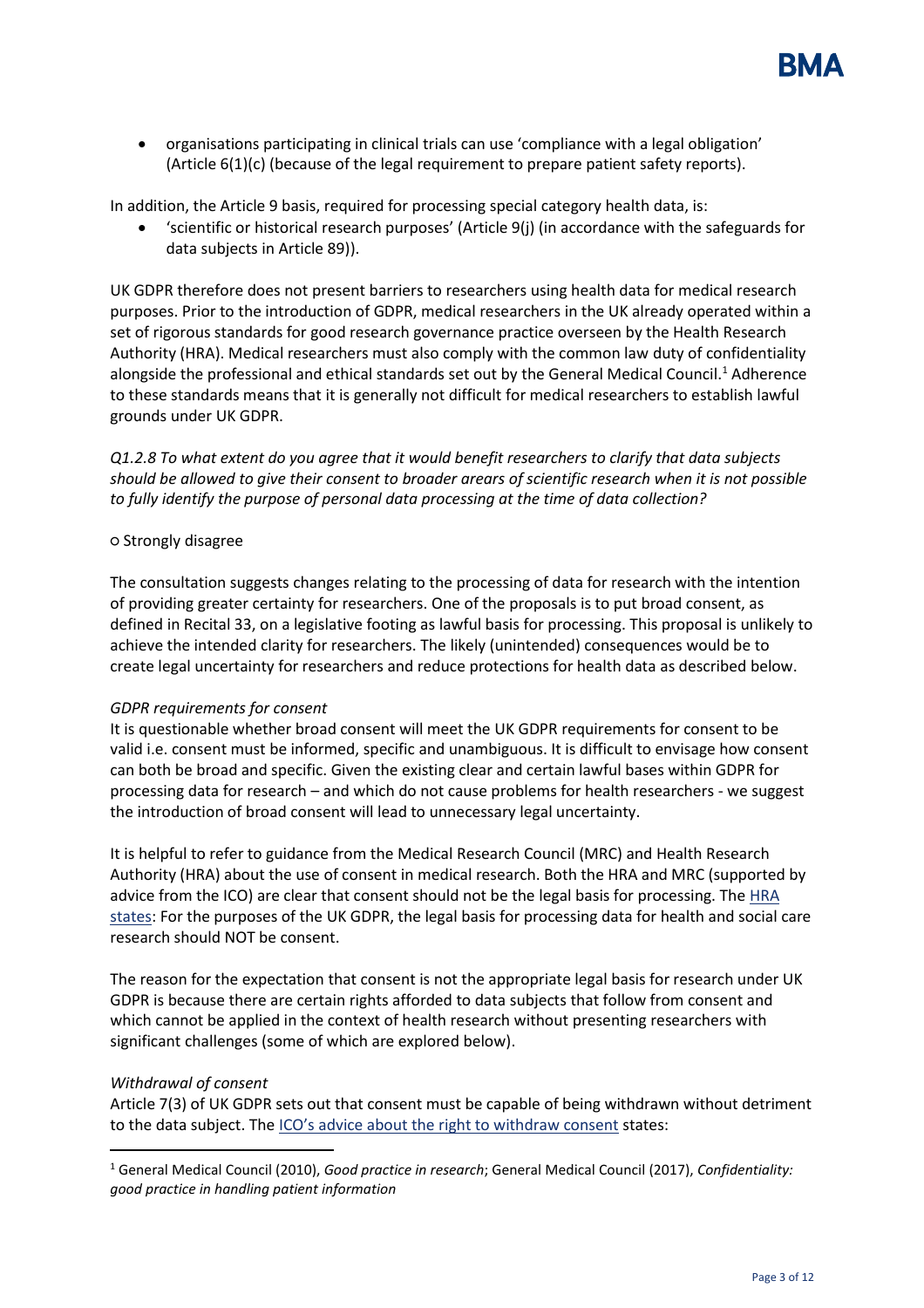- organisations participating in clinical trials can use 'compliance with a legal obligation' (Article 6(1)(c) (because of the legal requirement to prepare patient safety reports).

In addition, the Article 9 basis, required for processing special category health data, is:

- 'scientific or historical research purposes' (Article 9(j) (in accordance with the safeguards for data subjects in Article 89)).

UK GDPR therefore does not present barriers to researchers using health data for medical research purposes. Prior to the introduction of GDPR, medical researchers in the UK already operated within a set of rigorous standards for good research governance practice overseen by the Health Research Authority (HRA). Medical researchers must also comply with the common law duty of confidentiality alongside the professional and ethical standards set out by the General Medical Council.[1] Adherence to these standards means that it is generally not difficult for medical researchers to establish lawful grounds under UK GDPR.

*Q1.2.8 To what extent do you agree that it would benefit researchers to clarify that data subjects should be allowed to give their consent to broader arears of scientific research when it is not possible to fully identify the purpose of personal data processing at the time of data collection?*

○ Strongly disagree

The consultation suggests changes relating to the processing of data for research with the intention of providing greater certainty for researchers. One of the proposals is to put broad consent, as defined in Recital 33, on a legislative footing as lawful basis for processing. This proposal is unlikely to achieve the intended clarity for researchers. The likely (unintended) consequences would be to create legal uncertainty for researchers and reduce protections for health data as described below.

*GDPR requirements for consent*

It is questionable whether broad consent will meet the UK GDPR requirements for consent to be valid i.e. consent must be informed, specific and unambiguous. It is difficult to envisage how consent can both be broad and specific. Given the existing clear and certain lawful bases within GDPR for processing data for research – and which do not cause problems for health researchers - we suggest the introduction of broad consent will lead to unnecessary legal uncertainty.

It is helpful to refer to guidance from the Medical Research Council (MRC) and Health Research Authority (HRA) about the use of consent in medical research. Both the HRA and MRC (supported by advice from the ICO) are clear that consent should not be the legal basis for processing. The HRA states: For the purposes of the UK GDPR, the legal basis for processing data for health and social care research should NOT be consent.

The reason for the expectation that consent is not the appropriate legal basis for research under UK GDPR is because there are certain rights afforded to data subjects that follow from consent and which cannot be applied in the context of health research without presenting researchers with significant challenges (some of which are explored below).

*Withdrawal of consent*

Article 7(3) of UK GDPR sets out that consent must be capable of being withdrawn without detriment to the data subject. The ICO's advice about the right to withdraw consent states:

---

[1] General Medical Council (2010), *Good practice in research*; General Medical Council (2017), *Confidentiality: good practice in handling patient information*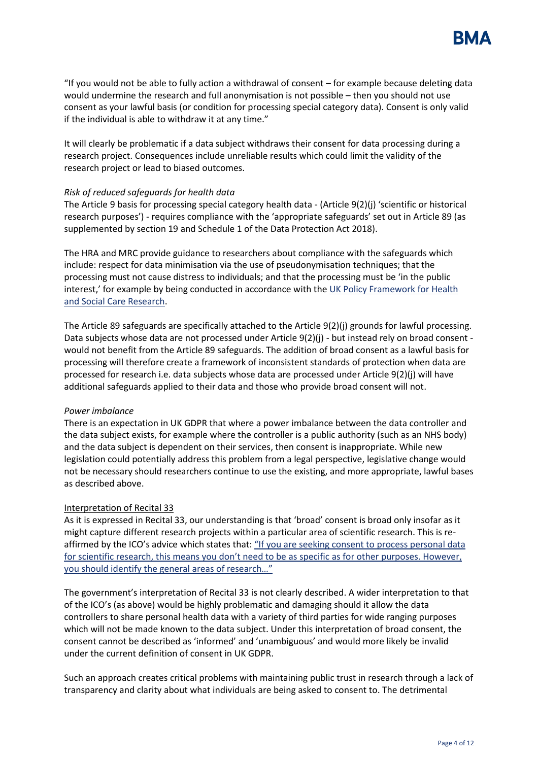"If you would not be able to fully action a withdrawal of consent – for example because deleting data would undermine the research and full anonymisation is not possible – then you should not use consent as your lawful basis (or condition for processing special category data). Consent is only valid if the individual is able to withdraw it at any time."

It will clearly be problematic if a data subject withdraws their consent for data processing during a research project. Consequences include unreliable results which could limit the validity of the research project or lead to biased outcomes.

*Risk of reduced safeguards for health data*

The Article 9 basis for processing special category health data - (Article 9(2)(j) 'scientific or historical research purposes') - requires compliance with the 'appropriate safeguards' set out in Article 89 (as supplemented by section 19 and Schedule 1 of the Data Protection Act 2018).

The HRA and MRC provide guidance to researchers about compliance with the safeguards which include: respect for data minimisation via the use of pseudonymisation techniques; that the processing must not cause distress to individuals; and that the processing must be 'in the public interest,' for example by being conducted in accordance with the UK Policy Framework for Health and Social Care Research.

The Article 89 safeguards are specifically attached to the Article 9(2)(j) grounds for lawful processing. Data subjects whose data are not processed under Article 9(2)(j) - but instead rely on broad consent - would not benefit from the Article 89 safeguards. The addition of broad consent as a lawful basis for processing will therefore create a framework of inconsistent standards of protection when data are processed for research i.e. data subjects whose data are processed under Article 9(2)(j) will have additional safeguards applied to their data and those who provide broad consent will not.

*Power imbalance*

There is an expectation in UK GDPR that where a power imbalance between the data controller and the data subject exists, for example where the controller is a public authority (such as an NHS body) and the data subject is dependent on their services, then consent is inappropriate. While new legislation could potentially address this problem from a legal perspective, legislative change would not be necessary should researchers continue to use the existing, and more appropriate, lawful bases as described above.

Interpretation of Recital 33

As it is expressed in Recital 33, our understanding is that 'broad' consent is broad only insofar as it might capture different research projects within a particular area of scientific research. This is re-affirmed by the ICO's advice which states that: "If you are seeking consent to process personal data for scientific research, this means you don't need to be as specific as for other purposes. However, you should identify the general areas of research…"

The government's interpretation of Recital 33 is not clearly described. A wider interpretation to that of the ICO's (as above) would be highly problematic and damaging should it allow the data controllers to share personal health data with a variety of third parties for wide ranging purposes which will not be made known to the data subject. Under this interpretation of broad consent, the consent cannot be described as 'informed' and 'unambiguous' and would more likely be invalid under the current definition of consent in UK GDPR.

Such an approach creates critical problems with maintaining public trust in research through a lack of transparency and clarity about what individuals are being asked to consent to. The detrimental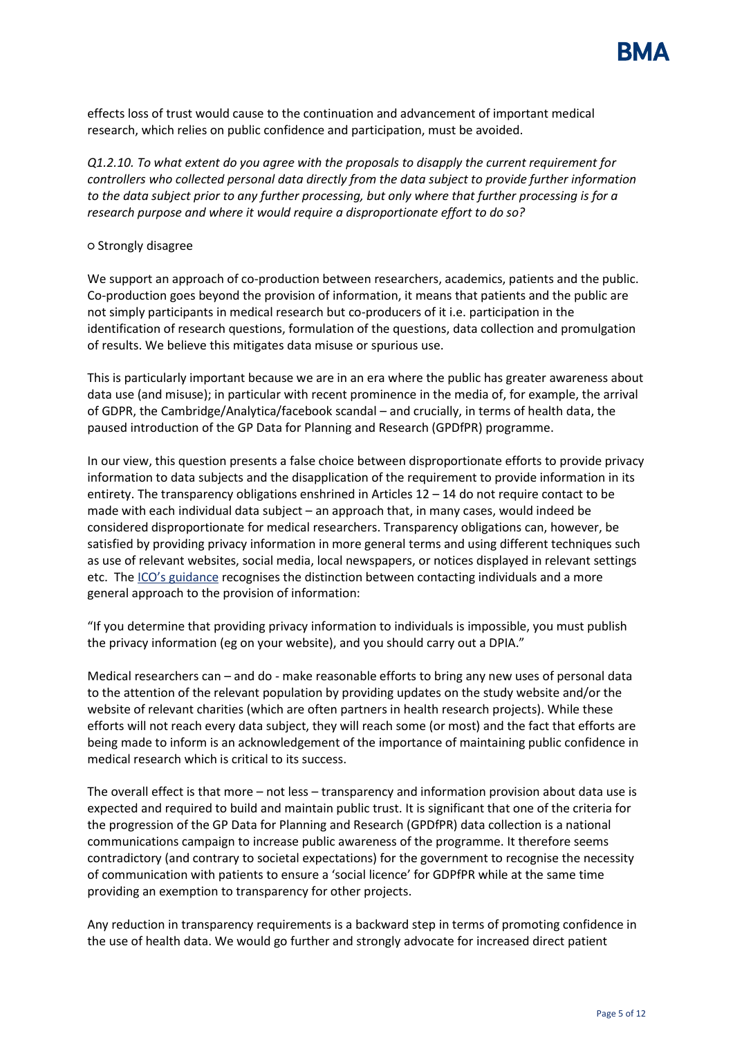effects loss of trust would cause to the continuation and advancement of important medical research, which relies on public confidence and participation, must be avoided.

*Q1.2.10. To what extent do you agree with the proposals to disapply the current requirement for controllers who collected personal data directly from the data subject to provide further information to the data subject prior to any further processing, but only where that further processing is for a research purpose and where it would require a disproportionate effort to do so?*

○ Strongly disagree

We support an approach of co-production between researchers, academics, patients and the public. Co-production goes beyond the provision of information, it means that patients and the public are not simply participants in medical research but co-producers of it i.e. participation in the identification of research questions, formulation of the questions, data collection and promulgation of results. We believe this mitigates data misuse or spurious use.

This is particularly important because we are in an era where the public has greater awareness about data use (and misuse); in particular with recent prominence in the media of, for example, the arrival of GDPR, the Cambridge/Analytica/facebook scandal – and crucially, in terms of health data, the paused introduction of the GP Data for Planning and Research (GPDfPR) programme.

In our view, this question presents a false choice between disproportionate efforts to provide privacy information to data subjects and the disapplication of the requirement to provide information in its entirety. The transparency obligations enshrined in Articles 12 – 14 do not require contact to be made with each individual data subject – an approach that, in many cases, would indeed be considered disproportionate for medical researchers. Transparency obligations can, however, be satisfied by providing privacy information in more general terms and using different techniques such as use of relevant websites, social media, local newspapers, or notices displayed in relevant settings etc. The ICO's guidance recognises the distinction between contacting individuals and a more general approach to the provision of information:

"If you determine that providing privacy information to individuals is impossible, you must publish the privacy information (eg on your website), and you should carry out a DPIA."

Medical researchers can – and do - make reasonable efforts to bring any new uses of personal data to the attention of the relevant population by providing updates on the study website and/or the website of relevant charities (which are often partners in health research projects). While these efforts will not reach every data subject, they will reach some (or most) and the fact that efforts are being made to inform is an acknowledgement of the importance of maintaining public confidence in medical research which is critical to its success.

The overall effect is that more – not less – transparency and information provision about data use is expected and required to build and maintain public trust. It is significant that one of the criteria for the progression of the GP Data for Planning and Research (GPDfPR) data collection is a national communications campaign to increase public awareness of the programme. It therefore seems contradictory (and contrary to societal expectations) for the government to recognise the necessity of communication with patients to ensure a 'social licence' for GDPfPR while at the same time providing an exemption to transparency for other projects.

Any reduction in transparency requirements is a backward step in terms of promoting confidence in the use of health data. We would go further and strongly advocate for increased direct patient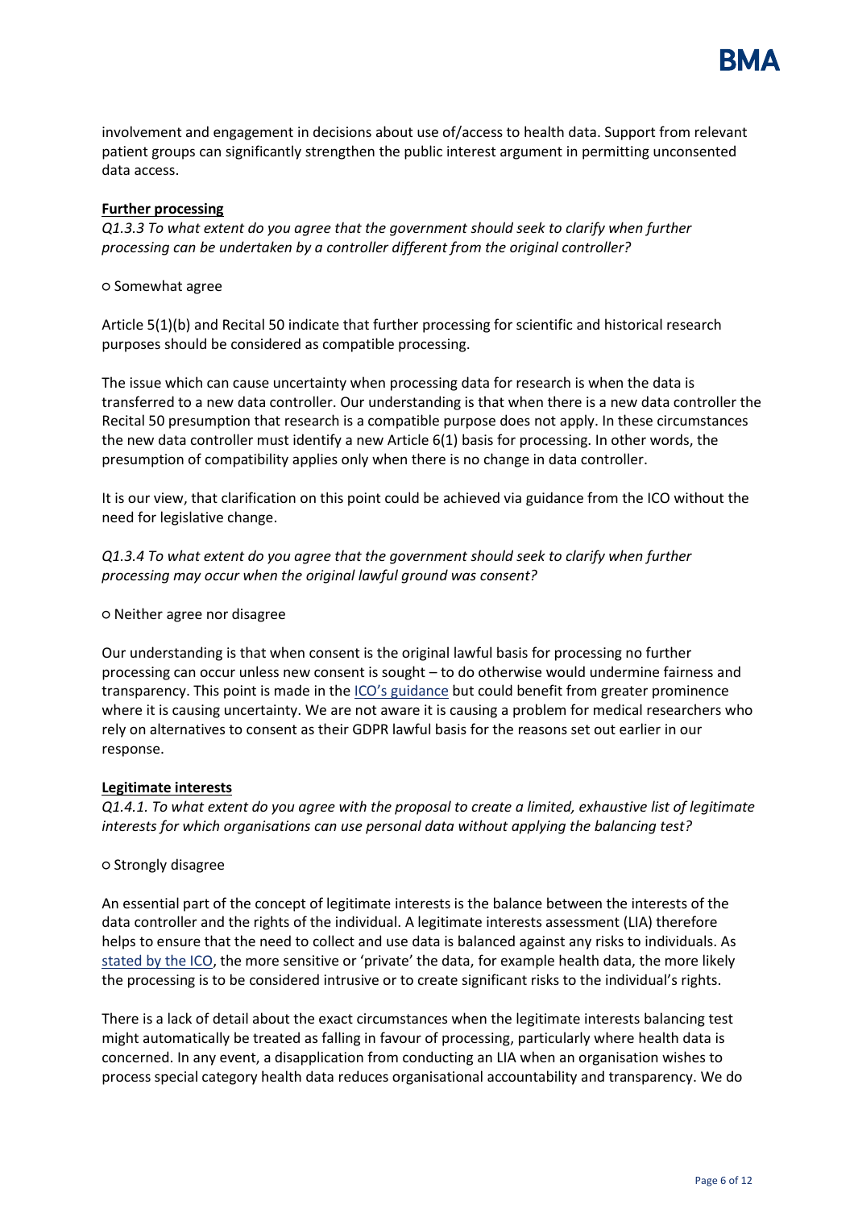involvement and engagement in decisions about use of/access to health data. Support from relevant patient groups can significantly strengthen the public interest argument in permitting unconsented data access.

**Further processing**

*Q1.3.3 To what extent do you agree that the government should seek to clarify when further processing can be undertaken by a controller different from the original controller?*

○ Somewhat agree

Article 5(1)(b) and Recital 50 indicate that further processing for scientific and historical research purposes should be considered as compatible processing.

The issue which can cause uncertainty when processing data for research is when the data is transferred to a new data controller. Our understanding is that when there is a new data controller the Recital 50 presumption that research is a compatible purpose does not apply. In these circumstances the new data controller must identify a new Article 6(1) basis for processing. In other words, the presumption of compatibility applies only when there is no change in data controller.

It is our view, that clarification on this point could be achieved via guidance from the ICO without the need for legislative change.

*Q1.3.4 To what extent do you agree that the government should seek to clarify when further processing may occur when the original lawful ground was consent?*

○ Neither agree nor disagree

Our understanding is that when consent is the original lawful basis for processing no further processing can occur unless new consent is sought – to do otherwise would undermine fairness and transparency. This point is made in the ICO's guidance but could benefit from greater prominence where it is causing uncertainty. We are not aware it is causing a problem for medical researchers who rely on alternatives to consent as their GDPR lawful basis for the reasons set out earlier in our response.

**Legitimate interests**

*Q1.4.1. To what extent do you agree with the proposal to create a limited, exhaustive list of legitimate interests for which organisations can use personal data without applying the balancing test?*

○ Strongly disagree

An essential part of the concept of legitimate interests is the balance between the interests of the data controller and the rights of the individual. A legitimate interests assessment (LIA) therefore helps to ensure that the need to collect and use data is balanced against any risks to individuals. As stated by the ICO, the more sensitive or 'private' the data, for example health data, the more likely the processing is to be considered intrusive or to create significant risks to the individual's rights.

There is a lack of detail about the exact circumstances when the legitimate interests balancing test might automatically be treated as falling in favour of processing, particularly where health data is concerned. In any event, a disapplication from conducting an LIA when an organisation wishes to process special category health data reduces organisational accountability and transparency. We do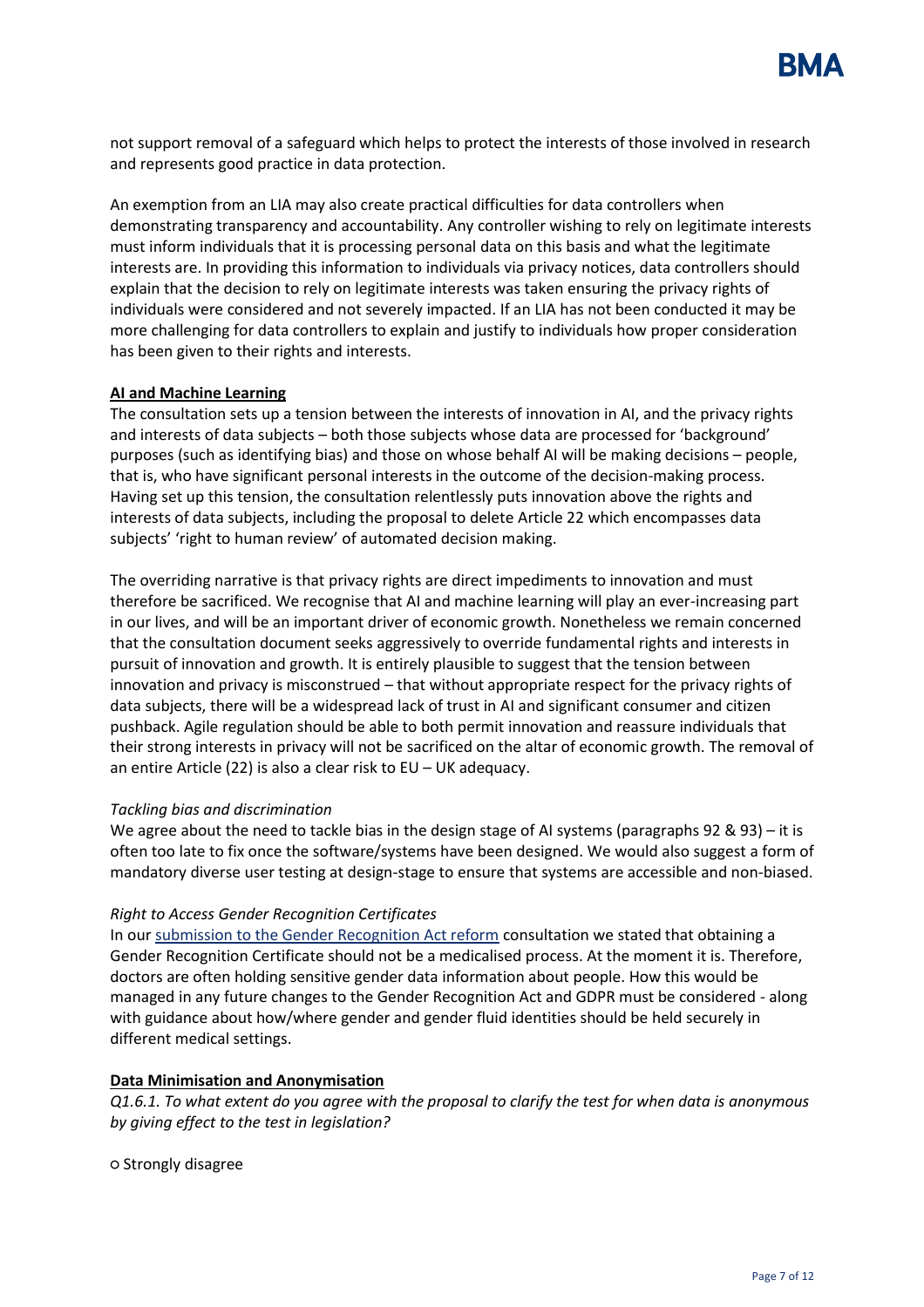not support removal of a safeguard which helps to protect the interests of those involved in research and represents good practice in data protection.

An exemption from an LIA may also create practical difficulties for data controllers when demonstrating transparency and accountability. Any controller wishing to rely on legitimate interests must inform individuals that it is processing personal data on this basis and what the legitimate interests are. In providing this information to individuals via privacy notices, data controllers should explain that the decision to rely on legitimate interests was taken ensuring the privacy rights of individuals were considered and not severely impacted. If an LIA has not been conducted it may be more challenging for data controllers to explain and justify to individuals how proper consideration has been given to their rights and interests.

**AI and Machine Learning**

The consultation sets up a tension between the interests of innovation in AI, and the privacy rights and interests of data subjects – both those subjects whose data are processed for 'background' purposes (such as identifying bias) and those on whose behalf AI will be making decisions – people, that is, who have significant personal interests in the outcome of the decision-making process. Having set up this tension, the consultation relentlessly puts innovation above the rights and interests of data subjects, including the proposal to delete Article 22 which encompasses data subjects' 'right to human review' of automated decision making.

The overriding narrative is that privacy rights are direct impediments to innovation and must therefore be sacrificed. We recognise that AI and machine learning will play an ever-increasing part in our lives, and will be an important driver of economic growth. Nonetheless we remain concerned that the consultation document seeks aggressively to override fundamental rights and interests in pursuit of innovation and growth. It is entirely plausible to suggest that the tension between innovation and privacy is misconstrued – that without appropriate respect for the privacy rights of data subjects, there will be a widespread lack of trust in AI and significant consumer and citizen pushback. Agile regulation should be able to both permit innovation and reassure individuals that their strong interests in privacy will not be sacrificed on the altar of economic growth. The removal of an entire Article (22) is also a clear risk to EU – UK adequacy.

*Tackling bias and discrimination*

We agree about the need to tackle bias in the design stage of AI systems (paragraphs 92 & 93) – it is often too late to fix once the software/systems have been designed. We would also suggest a form of mandatory diverse user testing at design-stage to ensure that systems are accessible and non-biased.

*Right to Access Gender Recognition Certificates*

In our submission to the Gender Recognition Act reform consultation we stated that obtaining a Gender Recognition Certificate should not be a medicalised process. At the moment it is. Therefore, doctors are often holding sensitive gender data information about people. How this would be managed in any future changes to the Gender Recognition Act and GDPR must be considered - along with guidance about how/where gender and gender fluid identities should be held securely in different medical settings.

**Data Minimisation and Anonymisation**

*Q1.6.1. To what extent do you agree with the proposal to clarify the test for when data is anonymous by giving effect to the test in legislation?*

○ Strongly disagree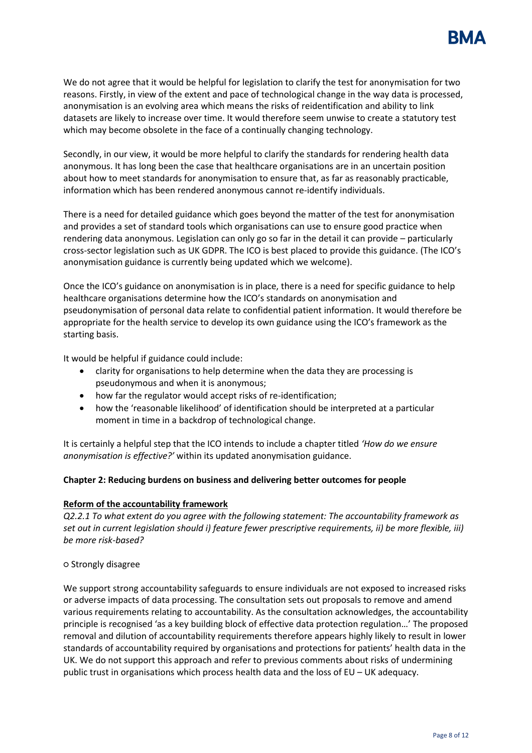We do not agree that it would be helpful for legislation to clarify the test for anonymisation for two reasons. Firstly, in view of the extent and pace of technological change in the way data is processed, anonymisation is an evolving area which means the risks of reidentification and ability to link datasets are likely to increase over time. It would therefore seem unwise to create a statutory test which may become obsolete in the face of a continually changing technology.

Secondly, in our view, it would be more helpful to clarify the standards for rendering health data anonymous. It has long been the case that healthcare organisations are in an uncertain position about how to meet standards for anonymisation to ensure that, as far as reasonably practicable, information which has been rendered anonymous cannot re-identify individuals.

There is a need for detailed guidance which goes beyond the matter of the test for anonymisation and provides a set of standard tools which organisations can use to ensure good practice when rendering data anonymous. Legislation can only go so far in the detail it can provide – particularly cross-sector legislation such as UK GDPR. The ICO is best placed to provide this guidance. (The ICO's anonymisation guidance is currently being updated which we welcome).

Once the ICO's guidance on anonymisation is in place, there is a need for specific guidance to help healthcare organisations determine how the ICO's standards on anonymisation and pseudonymisation of personal data relate to confidential patient information. It would therefore be appropriate for the health service to develop its own guidance using the ICO's framework as the starting basis.

It would be helpful if guidance could include:

- clarity for organisations to help determine when the data they are processing is pseudonymous and when it is anonymous;
- how far the regulator would accept risks of re-identification;
- how the 'reasonable likelihood' of identification should be interpreted at a particular moment in time in a backdrop of technological change.

It is certainly a helpful step that the ICO intends to include a chapter titled *'How do we ensure anonymisation is effective?'* within its updated anonymisation guidance.

**Chapter 2: Reducing burdens on business and delivering better outcomes for people**

**Reform of the accountability framework**

*Q2.2.1 To what extent do you agree with the following statement: The accountability framework as set out in current legislation should i) feature fewer prescriptive requirements, ii) be more flexible, iii) be more risk-based?*

○ Strongly disagree

We support strong accountability safeguards to ensure individuals are not exposed to increased risks or adverse impacts of data processing. The consultation sets out proposals to remove and amend various requirements relating to accountability. As the consultation acknowledges, the accountability principle is recognised 'as a key building block of effective data protection regulation…' The proposed removal and dilution of accountability requirements therefore appears highly likely to result in lower standards of accountability required by organisations and protections for patients' health data in the UK. We do not support this approach and refer to previous comments about risks of undermining public trust in organisations which process health data and the loss of EU – UK adequacy.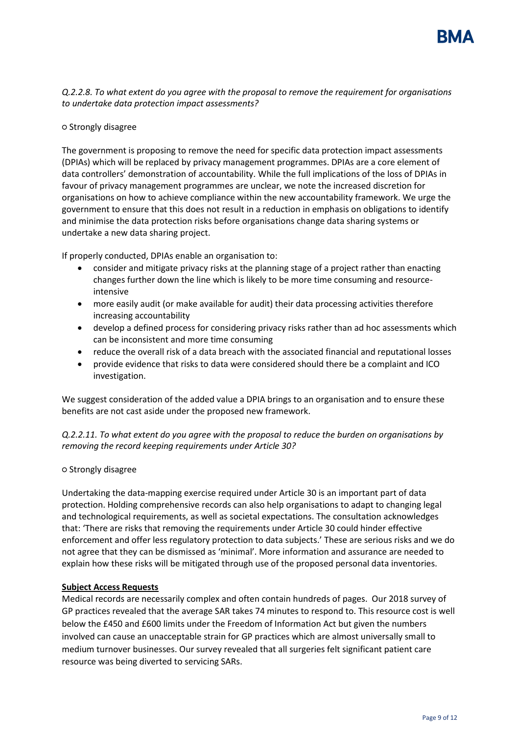*Q.2.2.8. To what extent do you agree with the proposal to remove the requirement for organisations to undertake data protection impact assessments?*

○ Strongly disagree

The government is proposing to remove the need for specific data protection impact assessments (DPIAs) which will be replaced by privacy management programmes. DPIAs are a core element of data controllers' demonstration of accountability. While the full implications of the loss of DPIAs in favour of privacy management programmes are unclear, we note the increased discretion for organisations on how to achieve compliance within the new accountability framework. We urge the government to ensure that this does not result in a reduction in emphasis on obligations to identify and minimise the data protection risks before organisations change data sharing systems or undertake a new data sharing project.

If properly conducted, DPIAs enable an organisation to:

- consider and mitigate privacy risks at the planning stage of a project rather than enacting changes further down the line which is likely to be more time consuming and resource-intensive
- more easily audit (or make available for audit) their data processing activities therefore increasing accountability
- develop a defined process for considering privacy risks rather than ad hoc assessments which can be inconsistent and more time consuming
- reduce the overall risk of a data breach with the associated financial and reputational losses
- provide evidence that risks to data were considered should there be a complaint and ICO investigation.

We suggest consideration of the added value a DPIA brings to an organisation and to ensure these benefits are not cast aside under the proposed new framework.

*Q.2.2.11. To what extent do you agree with the proposal to reduce the burden on organisations by removing the record keeping requirements under Article 30?*

○ Strongly disagree

Undertaking the data-mapping exercise required under Article 30 is an important part of data protection. Holding comprehensive records can also help organisations to adapt to changing legal and technological requirements, as well as societal expectations. The consultation acknowledges that: 'There are risks that removing the requirements under Article 30 could hinder effective enforcement and offer less regulatory protection to data subjects.' These are serious risks and we do not agree that they can be dismissed as 'minimal'. More information and assurance are needed to explain how these risks will be mitigated through use of the proposed personal data inventories.

**Subject Access Requests**

Medical records are necessarily complex and often contain hundreds of pages. Our 2018 survey of GP practices revealed that the average SAR takes 74 minutes to respond to. This resource cost is well below the £450 and £600 limits under the Freedom of Information Act but given the numbers involved can cause an unacceptable strain for GP practices which are almost universally small to medium turnover businesses. Our survey revealed that all surgeries felt significant patient care resource was being diverted to servicing SARs.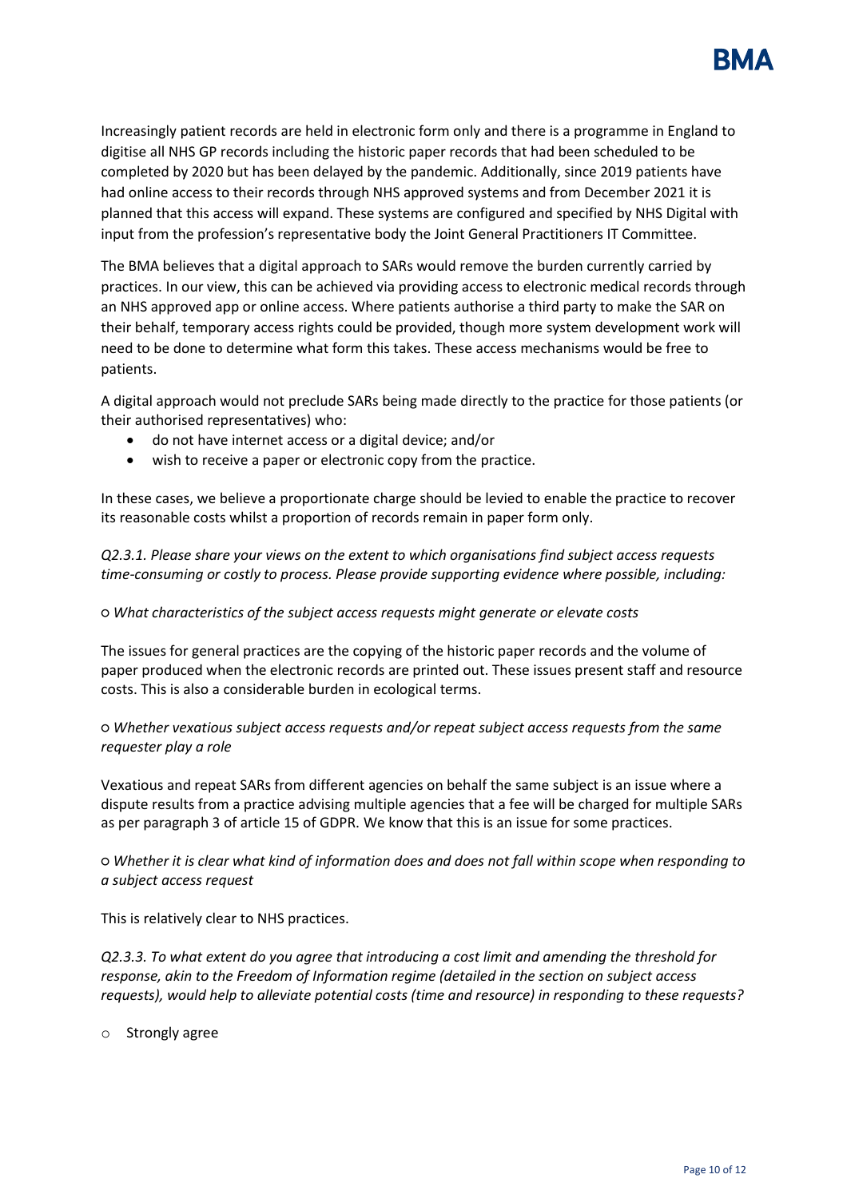Increasingly patient records are held in electronic form only and there is a programme in England to digitise all NHS GP records including the historic paper records that had been scheduled to be completed by 2020 but has been delayed by the pandemic. Additionally, since 2019 patients have had online access to their records through NHS approved systems and from December 2021 it is planned that this access will expand. These systems are configured and specified by NHS Digital with input from the profession's representative body the Joint General Practitioners IT Committee.

The BMA believes that a digital approach to SARs would remove the burden currently carried by practices. In our view, this can be achieved via providing access to electronic medical records through an NHS approved app or online access. Where patients authorise a third party to make the SAR on their behalf, temporary access rights could be provided, though more system development work will need to be done to determine what form this takes. These access mechanisms would be free to patients.

A digital approach would not preclude SARs being made directly to the practice for those patients (or their authorised representatives) who:

- do not have internet access or a digital device; and/or
- wish to receive a paper or electronic copy from the practice.

In these cases, we believe a proportionate charge should be levied to enable the practice to recover its reasonable costs whilst a proportion of records remain in paper form only.

*Q2.3.1. Please share your views on the extent to which organisations find subject access requests time-consuming or costly to process. Please provide supporting evidence where possible, including:*

○ *What characteristics of the subject access requests might generate or elevate costs*

The issues for general practices are the copying of the historic paper records and the volume of paper produced when the electronic records are printed out. These issues present staff and resource costs. This is also a considerable burden in ecological terms.

○ *Whether vexatious subject access requests and/or repeat subject access requests from the same requester play a role*

Vexatious and repeat SARs from different agencies on behalf the same subject is an issue where a dispute results from a practice advising multiple agencies that a fee will be charged for multiple SARs as per paragraph 3 of article 15 of GDPR. We know that this is an issue for some practices.

○ *Whether it is clear what kind of information does and does not fall within scope when responding to a subject access request*

This is relatively clear to NHS practices.

*Q2.3.3. To what extent do you agree that introducing a cost limit and amending the threshold for response, akin to the Freedom of Information regime (detailed in the section on subject access requests), would help to alleviate potential costs (time and resource) in responding to these requests?*

○ Strongly agree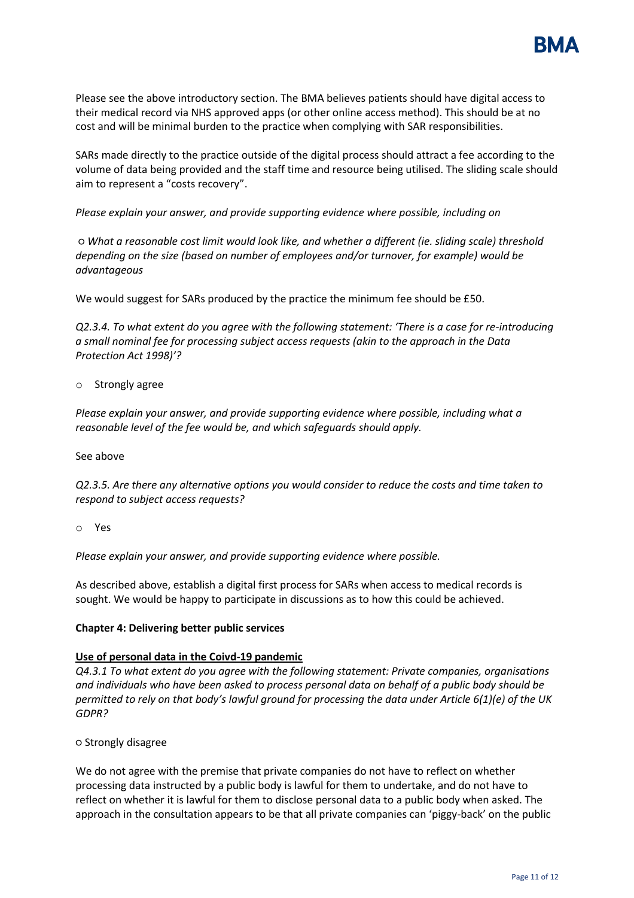Please see the above introductory section. The BMA believes patients should have digital access to their medical record via NHS approved apps (or other online access method). This should be at no cost and will be minimal burden to the practice when complying with SAR responsibilities.

SARs made directly to the practice outside of the digital process should attract a fee according to the volume of data being provided and the staff time and resource being utilised. The sliding scale should aim to represent a "costs recovery".

*Please explain your answer, and provide supporting evidence where possible, including on*

○ *What a reasonable cost limit would look like, and whether a different (ie. sliding scale) threshold depending on the size (based on number of employees and/or turnover, for example) would be advantageous*

We would suggest for SARs produced by the practice the minimum fee should be £50.

*Q2.3.4. To what extent do you agree with the following statement: 'There is a case for re-introducing a small nominal fee for processing subject access requests (akin to the approach in the Data Protection Act 1998)'?*

- Strongly agree

*Please explain your answer, and provide supporting evidence where possible, including what a reasonable level of the fee would be, and which safeguards should apply.*

See above

*Q2.3.5. Are there any alternative options you would consider to reduce the costs and time taken to respond to subject access requests?*

- Yes

*Please explain your answer, and provide supporting evidence where possible.*

As described above, establish a digital first process for SARs when access to medical records is sought. We would be happy to participate in discussions as to how this could be achieved.

**Chapter 4: Delivering better public services**

**Use of personal data in the Coivd-19 pandemic**

*Q4.3.1 To what extent do you agree with the following statement: Private companies, organisations and individuals who have been asked to process personal data on behalf of a public body should be permitted to rely on that body's lawful ground for processing the data under Article 6(1)(e) of the UK GDPR?*

○ Strongly disagree

We do not agree with the premise that private companies do not have to reflect on whether processing data instructed by a public body is lawful for them to undertake, and do not have to reflect on whether it is lawful for them to disclose personal data to a public body when asked. The approach in the consultation appears to be that all private companies can 'piggy-back' on the public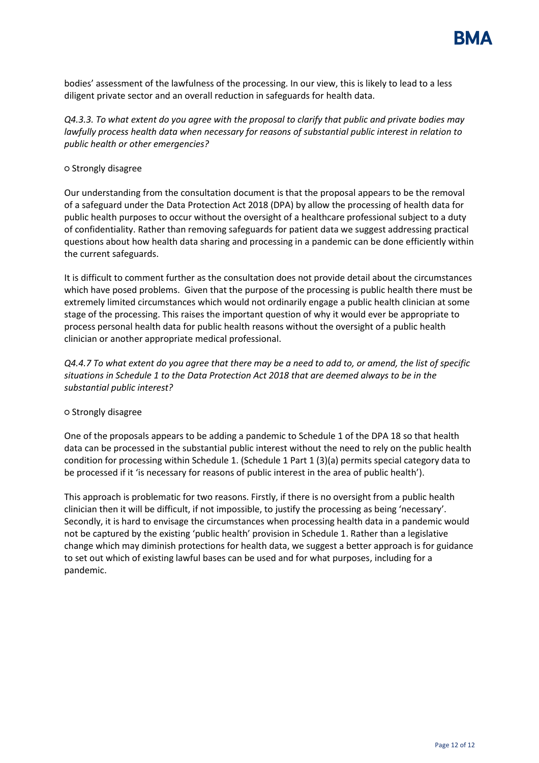bodies' assessment of the lawfulness of the processing. In our view, this is likely to lead to a less diligent private sector and an overall reduction in safeguards for health data.

*Q4.3.3. To what extent do you agree with the proposal to clarify that public and private bodies may lawfully process health data when necessary for reasons of substantial public interest in relation to public health or other emergencies?*

○ Strongly disagree

Our understanding from the consultation document is that the proposal appears to be the removal of a safeguard under the Data Protection Act 2018 (DPA) by allow the processing of health data for public health purposes to occur without the oversight of a healthcare professional subject to a duty of confidentiality. Rather than removing safeguards for patient data we suggest addressing practical questions about how health data sharing and processing in a pandemic can be done efficiently within the current safeguards.

It is difficult to comment further as the consultation does not provide detail about the circumstances which have posed problems. Given that the purpose of the processing is public health there must be extremely limited circumstances which would not ordinarily engage a public health clinician at some stage of the processing. This raises the important question of why it would ever be appropriate to process personal health data for public health reasons without the oversight of a public health clinician or another appropriate medical professional.

*Q4.4.7 To what extent do you agree that there may be a need to add to, or amend, the list of specific situations in Schedule 1 to the Data Protection Act 2018 that are deemed always to be in the substantial public interest?*

○ Strongly disagree

One of the proposals appears to be adding a pandemic to Schedule 1 of the DPA 18 so that health data can be processed in the substantial public interest without the need to rely on the public health condition for processing within Schedule 1. (Schedule 1 Part 1 (3)(a) permits special category data to be processed if it 'is necessary for reasons of public interest in the area of public health').

This approach is problematic for two reasons. Firstly, if there is no oversight from a public health clinician then it will be difficult, if not impossible, to justify the processing as being 'necessary'. Secondly, it is hard to envisage the circumstances when processing health data in a pandemic would not be captured by the existing 'public health' provision in Schedule 1. Rather than a legislative change which may diminish protections for health data, we suggest a better approach is for guidance to set out which of existing lawful bases can be used and for what purposes, including for a pandemic.